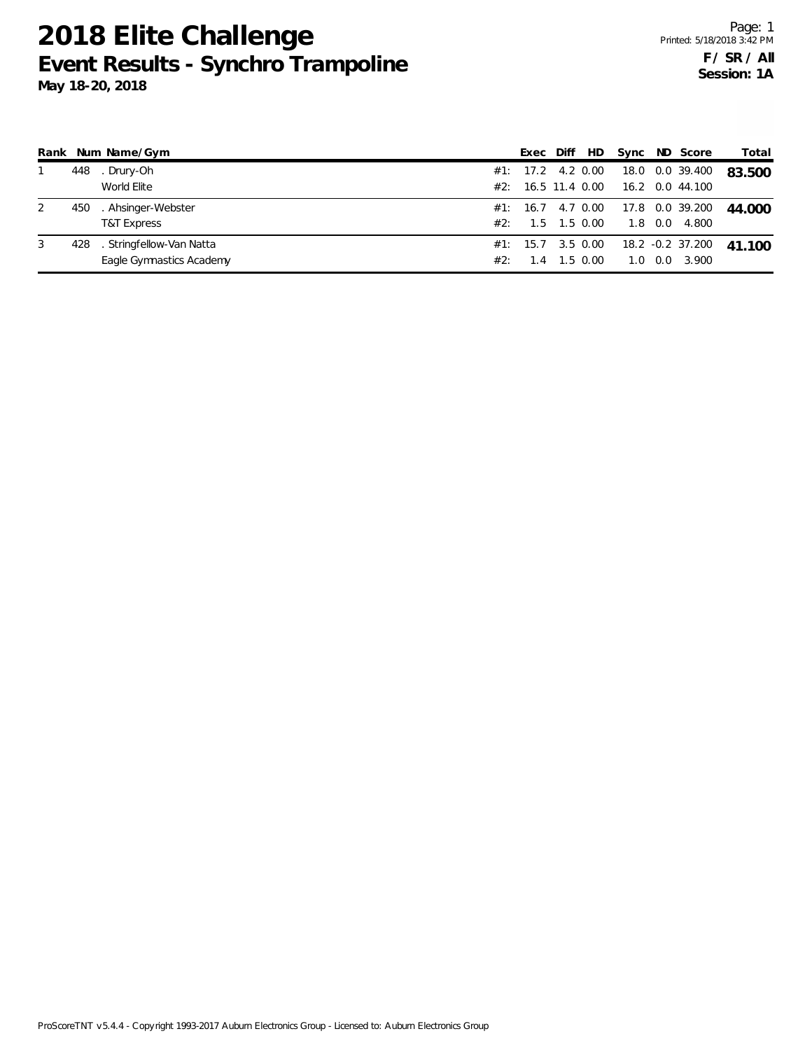# 2018 Elite Challenge

## Event Results - Synchro Trampoline

**May 18-20, 2018**

Page: 1
Printed: 5/18/2018 3:42 PM

**F / SR / All**
**Session: 1A**

| Rank | Num | Name/Gym | | Exec | Diff | HD | Sync | ND | Score | Total |
|---|---|---|---|---|---|---|---|---|---|---|
| 1 | 448 | . Drury-Oh | #1: | 17.2 | 4.2 | 0.00 | 18.0 | 0.0 | 39.400 | **83.500** |
| | | World Elite | #2: | 16.5 | 11.4 | 0.00 | 16.2 | 0.0 | 44.100 | |
| 2 | 450 | . Ahsinger-Webster | #1: | 16.7 | 4.7 | 0.00 | 17.8 | 0.0 | 39.200 | **44.000** |
| | | T&T Express | #2: | 1.5 | 1.5 | 0.00 | 1.8 | 0.0 | 4.800 | |
| 3 | 428 | . Stringfellow-Van Natta | #1: | 15.7 | 3.5 | 0.00 | 18.2 | -0.2 | 37.200 | **41.100** |
| | | Eagle Gymnastics Academy | #2: | 1.4 | 1.5 | 0.00 | 1.0 | 0.0 | 3.900 | |

ProScoreTNT v5.4.4 - Copyright 1993-2017 Auburn Electronics Group - Licensed to: Auburn Electronics Group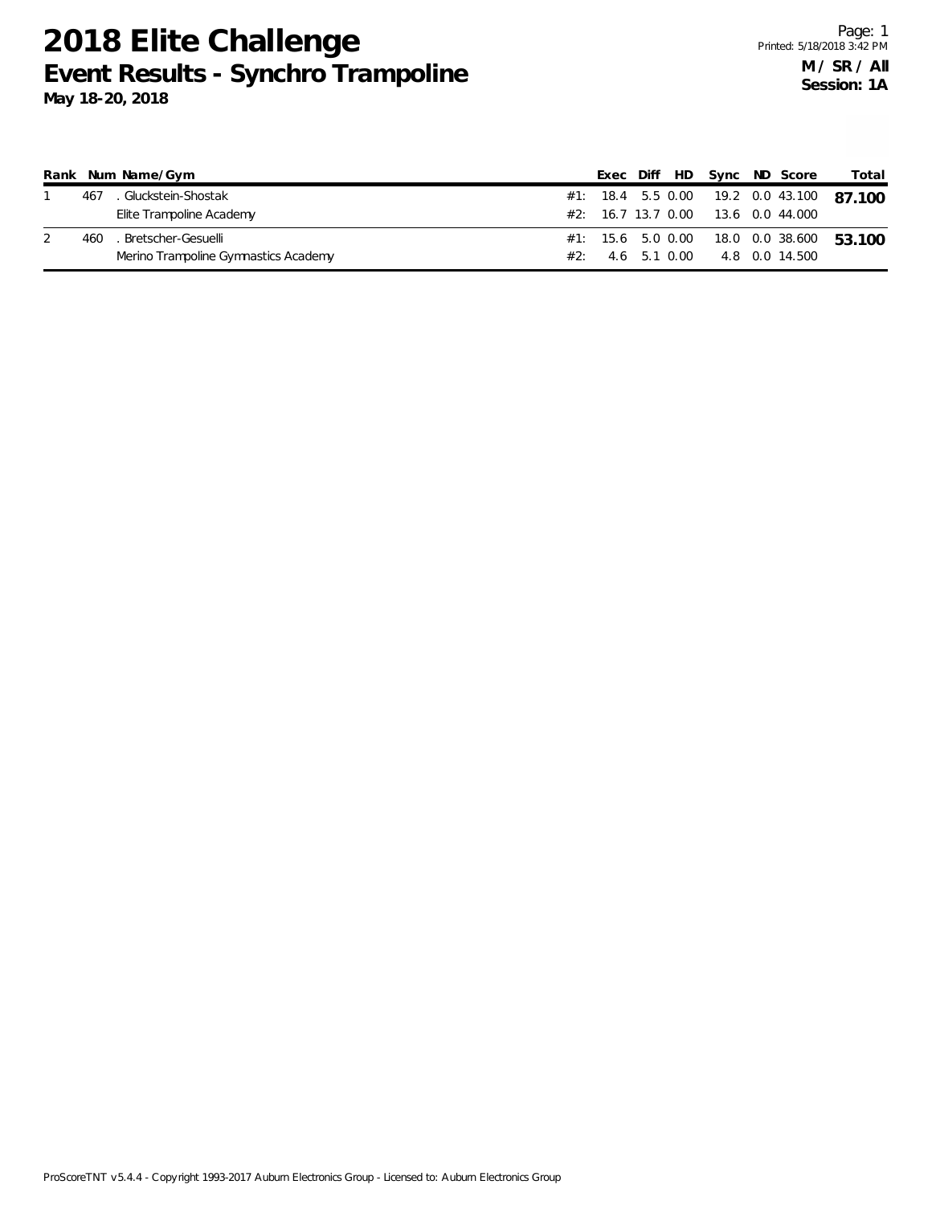# 2018 Elite Challenge

## Event Results - Synchro Trampoline

**May 18-20, 2018**

Page: 1
Printed: 5/18/2018 3:42 PM

**M / SR / All**
**Session: 1A**

| Rank | Num | Name/Gym | | Exec | Diff | HD | Sync | ND | Score | Total |
|---|---|---|---|---|---|---|---|---|---|---|
| 1 | 467 | . Gluckstein-Shostak | #1: | 18.4 | 5.5 | 0.00 | 19.2 | 0.0 | 43.100 | **87.100** |
| | | Elite Trampoline Academy | #2: | 16.7 | 13.7 | 0.00 | 13.6 | 0.0 | 44.000 | |
| 2 | 460 | . Bretscher-Gesuelli | #1: | 15.6 | 5.0 | 0.00 | 18.0 | 0.0 | 38.600 | **53.100** |
| | | Merino Trampoline Gymnastics Academy | #2: | 4.6 | 5.1 | 0.00 | 4.8 | 0.0 | 14.500 | |

ProScoreTNT v5.4.4 - Copyright 1993-2017 Auburn Electronics Group - Licensed to: Auburn Electronics Group